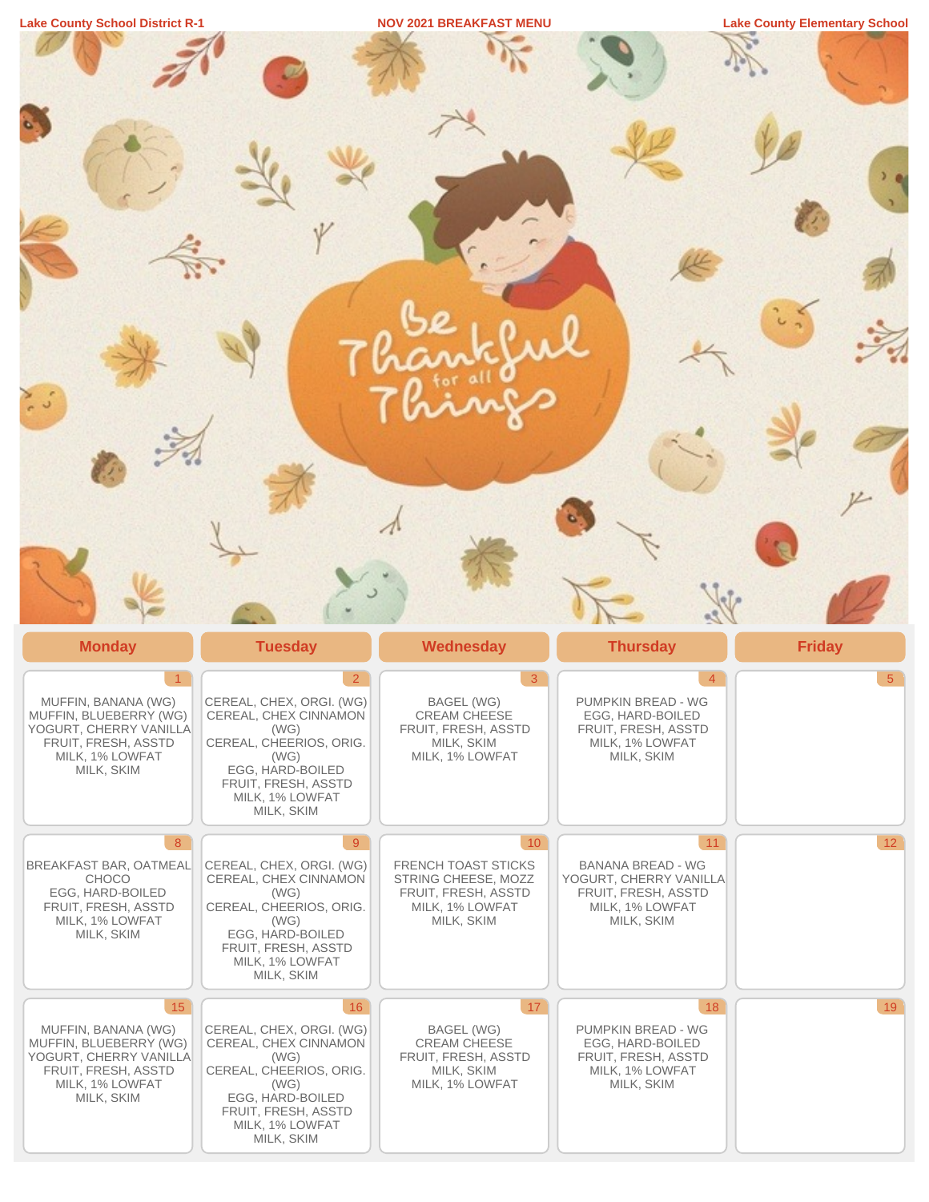Lake County School District R-1

# NOV 2021 BREAKFAST MENU

Lake County Elementary School

| Monday | Tuesday | Wednesday | Thursday | Friday |
|---|---|---|---|---|
| 1<br>MUFFIN, BANANA (WG)<br>MUFFIN, BLUEBERRY (WG)<br>YOGURT, CHERRY VANILLA<br>FRUIT, FRESH, ASSTD<br>MILK, 1% LOWFAT<br>MILK, SKIM | 2<br>CEREAL, CHEX, ORGI. (WG)<br>CEREAL, CHEX CINNAMON (WG)<br>CEREAL, CHEERIOS, ORIG. (WG)<br>EGG, HARD-BOILED<br>FRUIT, FRESH, ASSTD<br>MILK, 1% LOWFAT<br>MILK, SKIM | 3<br>BAGEL (WG)<br>CREAM CHEESE<br>FRUIT, FRESH, ASSTD<br>MILK, SKIM<br>MILK, 1% LOWFAT | 4<br>PUMPKIN BREAD - WG<br>EGG, HARD-BOILED<br>FRUIT, FRESH, ASSTD<br>MILK, 1% LOWFAT<br>MILK, SKIM | 5 |
| 8<br>BREAKFAST BAR, OATMEAL CHOCO<br>EGG, HARD-BOILED<br>FRUIT, FRESH, ASSTD<br>MILK, 1% LOWFAT<br>MILK, SKIM | 9<br>CEREAL, CHEX, ORGI. (WG)<br>CEREAL, CHEX CINNAMON (WG)<br>CEREAL, CHEERIOS, ORIG. (WG)<br>EGG, HARD-BOILED<br>FRUIT, FRESH, ASSTD<br>MILK, 1% LOWFAT<br>MILK, SKIM | 10<br>FRENCH TOAST STICKS<br>STRING CHEESE, MOZZ<br>FRUIT, FRESH, ASSTD<br>MILK, 1% LOWFAT<br>MILK, SKIM | 11<br>BANANA BREAD - WG<br>YOGURT, CHERRY VANILLA<br>FRUIT, FRESH, ASSTD<br>MILK, 1% LOWFAT<br>MILK, SKIM | 12 |
| 15<br>MUFFIN, BANANA (WG)<br>MUFFIN, BLUEBERRY (WG)<br>YOGURT, CHERRY VANILLA<br>FRUIT, FRESH, ASSTD<br>MILK, 1% LOWFAT<br>MILK, SKIM | 16<br>CEREAL, CHEX, ORGI. (WG)<br>CEREAL, CHEX CINNAMON (WG)<br>CEREAL, CHEERIOS, ORIG. (WG)<br>EGG, HARD-BOILED<br>FRUIT, FRESH, ASSTD<br>MILK, 1% LOWFAT<br>MILK, SKIM | 17<br>BAGEL (WG)<br>CREAM CHEESE<br>FRUIT, FRESH, ASSTD<br>MILK, SKIM<br>MILK, 1% LOWFAT | 18<br>PUMPKIN BREAD - WG<br>EGG, HARD-BOILED<br>FRUIT, FRESH, ASSTD<br>MILK, 1% LOWFAT<br>MILK, SKIM | 19 |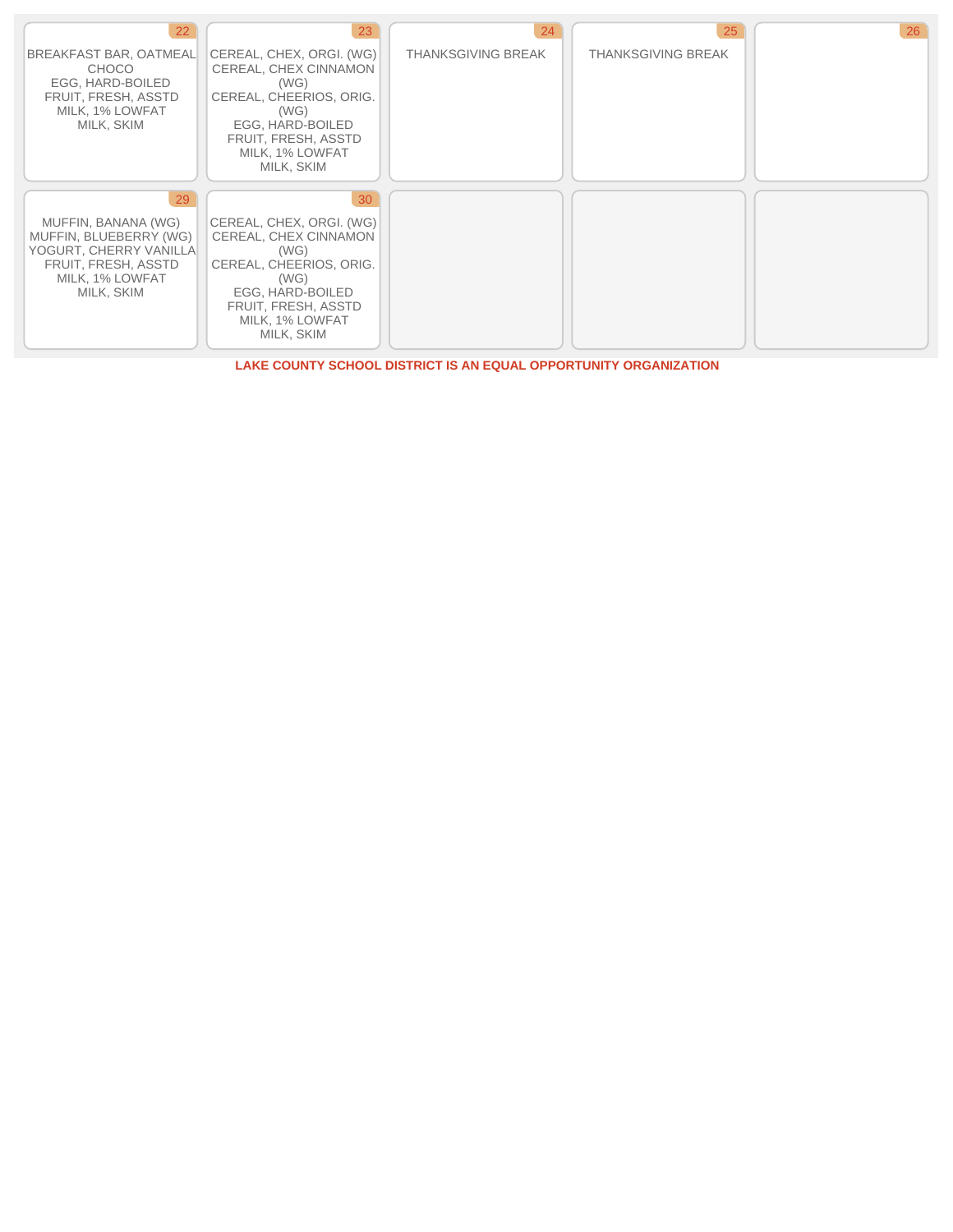| | | | | |
|---|---|---|---|---|
| 22<br>BREAKFAST BAR, OATMEAL CHOCO<br>EGG, HARD-BOILED<br>FRUIT, FRESH, ASSTD<br>MILK, 1% LOWFAT<br>MILK, SKIM | 23<br>CEREAL, CHEX, ORGI. (WG)<br>CEREAL, CHEX CINNAMON (WG)<br>CEREAL, CHEERIOS, ORIG. (WG)<br>EGG, HARD-BOILED<br>FRUIT, FRESH, ASSTD<br>MILK, 1% LOWFAT<br>MILK, SKIM | 24<br>THANKSGIVING BREAK | 25<br>THANKSGIVING BREAK | 26 |
| 29<br>MUFFIN, BANANA (WG)<br>MUFFIN, BLUEBERRY (WG)<br>YOGURT, CHERRY VANILLA<br>FRUIT, FRESH, ASSTD<br>MILK, 1% LOWFAT<br>MILK, SKIM | 30<br>CEREAL, CHEX, ORGI. (WG)<br>CEREAL, CHEX CINNAMON (WG)<br>CEREAL, CHEERIOS, ORIG. (WG)<br>EGG, HARD-BOILED<br>FRUIT, FRESH, ASSTD<br>MILK, 1% LOWFAT<br>MILK, SKIM | | | |

**LAKE COUNTY SCHOOL DISTRICT IS AN EQUAL OPPORTUNITY ORGANIZATION**